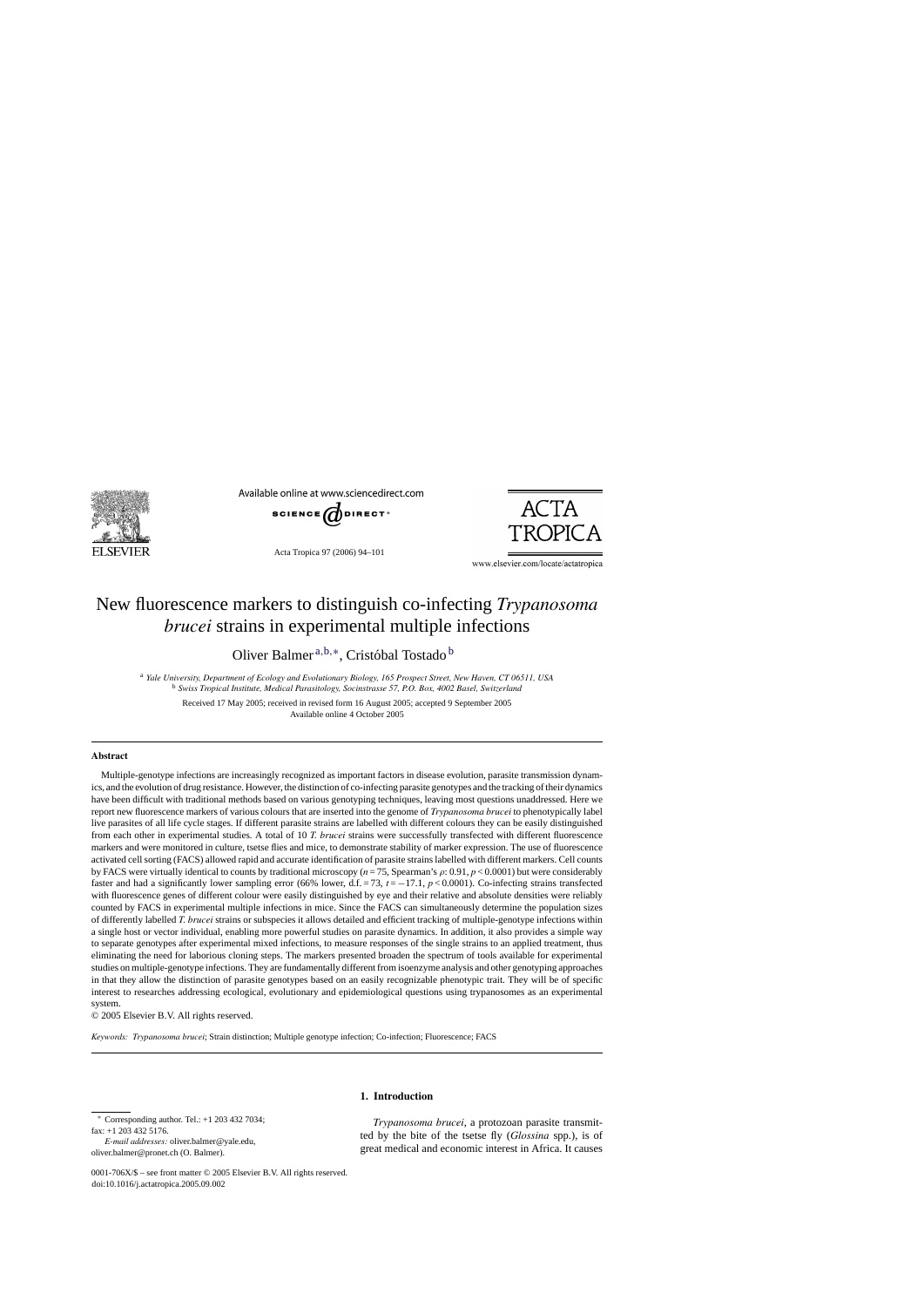# New fluorescence markers to distinguish co-infecting *Trypanosoma brucei* strains in experimental multiple infections

Oliver Balmer[a,b,*], Cristóbal Tostado[b]

[a] *Yale University, Department of Ecology and Evolutionary Biology, 165 Prospect Street, New Haven, CT 06511, USA*

[b] *Swiss Tropical Institute, Medical Parasitology, Socinstrasse 57, P.O. Box, 4002 Basel, Switzerland*

Received 17 May 2005; received in revised form 16 August 2005; accepted 9 September 2005
Available online 4 October 2005

## Abstract

Multiple-genotype infections are increasingly recognized as important factors in disease evolution, parasite transmission dynamics, and the evolution of drug resistance. However, the distinction of co-infecting parasite genotypes and the tracking of their dynamics have been difficult with traditional methods based on various genotyping techniques, leaving most questions unaddressed. Here we report new fluorescence markers of various colours that are inserted into the genome of *Trypanosoma brucei* to phenotypically label live parasites of all life cycle stages. If different parasite strains are labelled with different colours they can be easily distinguished from each other in experimental studies. A total of 10 *T. brucei* strains were successfully transfected with different fluorescence markers and were monitored in culture, tsetse flies and mice, to demonstrate stability of marker expression. The use of fluorescence activated cell sorting (FACS) allowed rapid and accurate identification of parasite strains labelled with different markers. Cell counts by FACS were virtually identical to counts by traditional microscopy ($n = 75$, Spearman's $\rho$: 0.91, $p < 0.0001$) but were considerably faster and had a significantly lower sampling error (66% lower, d.f. = 73, $t = -17.1$, $p < 0.0001$). Co-infecting strains transfected with fluorescence genes of different colour were easily distinguished by eye and their relative and absolute densities were reliably counted by FACS in experimental multiple infections in mice. Since the FACS can simultaneously determine the population sizes of differently labelled *T. brucei* strains or subspecies it allows detailed and efficient tracking of multiple-genotype infections within a single host or vector individual, enabling more powerful studies on parasite dynamics. In addition, it also provides a simple way to separate genotypes after experimental mixed infections, to measure responses of the single strains to an applied treatment, thus eliminating the need for laborious cloning steps. The markers presented broaden the spectrum of tools available for experimental studies on multiple-genotype infections. They are fundamentally different from isoenzyme analysis and other genotyping approaches in that they allow the distinction of parasite genotypes based on an easily recognizable phenotypic trait. They will be of specific interest to researches addressing ecological, evolutionary and epidemiological questions using trypanosomes as an experimental system.

© 2005 Elsevier B.V. All rights reserved.

*Keywords:* *Trypanosoma brucei*; Strain distinction; Multiple genotype infection; Co-infection; Fluorescence; FACS

## 1. Introduction

*Trypanosoma brucei*, a protozoan parasite transmitted by the bite of the tsetse fly (*Glossina* spp.), is of great medical and economic interest in Africa. It causes

---

* Corresponding author. Tel.: +1 203 432 7034; fax: +1 203 432 5176.
*E-mail addresses:* oliver.balmer@yale.edu, oliver.balmer@pronet.ch (O. Balmer).

0001-706X/$ – see front matter © 2005 Elsevier B.V. All rights reserved.
doi:10.1016/j.actatropica.2005.09.002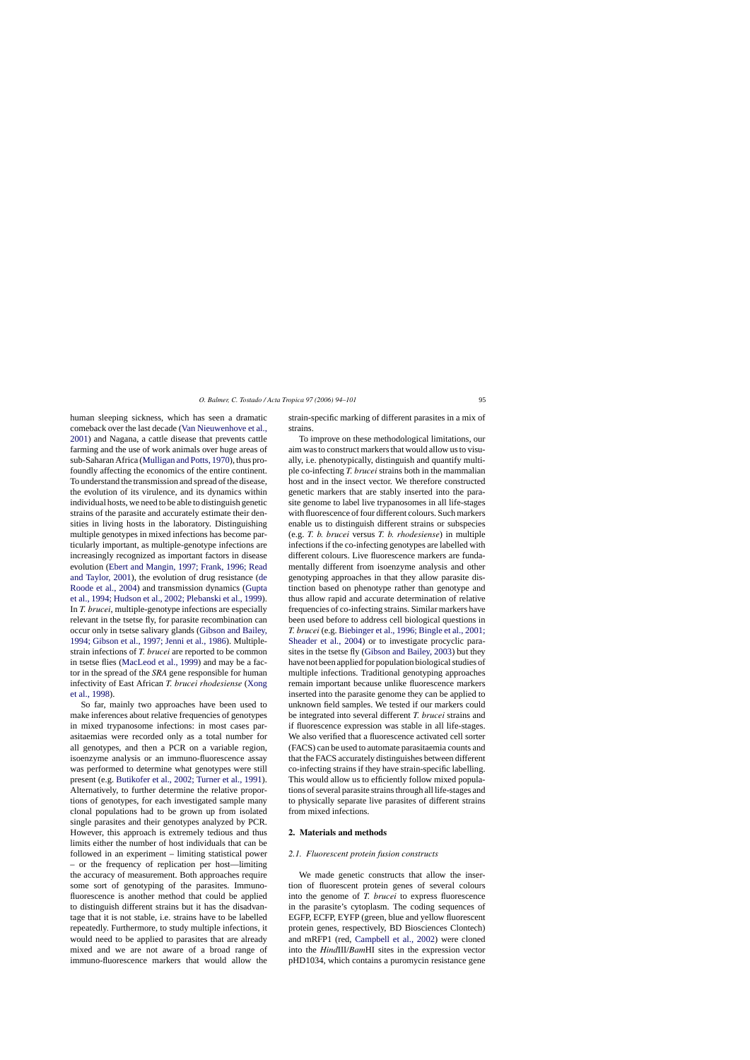human sleeping sickness, which has seen a dramatic comeback over the last decade (Van Nieuwenhove et al., 2001) and Nagana, a cattle disease that prevents cattle farming and the use of work animals over huge areas of sub-Saharan Africa (Mulligan and Potts, 1970), thus profoundly affecting the economics of the entire continent. To understand the transmission and spread of the disease, the evolution of its virulence, and its dynamics within individual hosts, we need to be able to distinguish genetic strains of the parasite and accurately estimate their densities in living hosts in the laboratory. Distinguishing multiple genotypes in mixed infections has become particularly important, as multiple-genotype infections are increasingly recognized as important factors in disease evolution (Ebert and Mangin, 1997; Frank, 1996; Read and Taylor, 2001), the evolution of drug resistance (de Roode et al., 2004) and transmission dynamics (Gupta et al., 1994; Hudson et al., 2002; Plebanski et al., 1999). In *T. brucei*, multiple-genotype infections are especially relevant in the tsetse fly, for parasite recombination can occur only in tsetse salivary glands (Gibson and Bailey, 1994; Gibson et al., 1997; Jenni et al., 1986). Multiple-strain infections of *T. brucei* are reported to be common in tsetse flies (MacLeod et al., 1999) and may be a factor in the spread of the *SRA* gene responsible for human infectivity of East African *T. brucei rhodesiense* (Xong et al., 1998).

So far, mainly two approaches have been used to make inferences about relative frequencies of genotypes in mixed trypanosome infections: in most cases parasitaemias were recorded only as a total number for all genotypes, and then a PCR on a variable region, isoenzyme analysis or an immuno-fluorescence assay was performed to determine what genotypes were still present (e.g. Butikofer et al., 2002; Turner et al., 1991). Alternatively, to further determine the relative proportions of genotypes, for each investigated sample many clonal populations had to be grown up from isolated single parasites and their genotypes analyzed by PCR. However, this approach is extremely tedious and thus limits either the number of host individuals that can be followed in an experiment – limiting statistical power – or the frequency of replication per host—limiting the accuracy of measurement. Both approaches require some sort of genotyping of the parasites. Immunofluorescence is another method that could be applied to distinguish different strains but it has the disadvantage that it is not stable, i.e. strains have to be labelled repeatedly. Furthermore, to study multiple infections, it would need to be applied to parasites that are already mixed and we are not aware of a broad range of immuno-fluorescence markers that would allow the strain-specific marking of different parasites in a mix of strains.

To improve on these methodological limitations, our aim was to construct markers that would allow us to visually, i.e. phenotypically, distinguish and quantify multiple co-infecting *T. brucei* strains both in the mammalian host and in the insect vector. We therefore constructed genetic markers that are stably inserted into the parasite genome to label live trypanosomes in all life-stages with fluorescence of four different colours. Such markers enable us to distinguish different strains or subspecies (e.g. *T. b. brucei* versus *T. b. rhodesiense*) in multiple infections if the co-infecting genotypes are labelled with different colours. Live fluorescence markers are fundamentally different from isoenzyme analysis and other genotyping approaches in that they allow parasite distinction based on phenotype rather than genotype and thus allow rapid and accurate determination of relative frequencies of co-infecting strains. Similar markers have been used before to address cell biological questions in *T. brucei* (e.g. Biebinger et al., 1996; Bingle et al., 2001; Sheader et al., 2004) or to investigate procyclic parasites in the tsetse fly (Gibson and Bailey, 2003) but they have not been applied for population biological studies of multiple infections. Traditional genotyping approaches remain important because unlike fluorescence markers inserted into the parasite genome they can be applied to unknown field samples. We tested if our markers could be integrated into several different *T. brucei* strains and if fluorescence expression was stable in all life-stages. We also verified that a fluorescence activated cell sorter (FACS) can be used to automate parasitaemia counts and that the FACS accurately distinguishes between different co-infecting strains if they have strain-specific labelling. This would allow us to efficiently follow mixed populations of several parasite strains through all life-stages and to physically separate live parasites of different strains from mixed infections.

## 2. Materials and methods

### 2.1. Fluorescent protein fusion constructs

We made genetic constructs that allow the insertion of fluorescent protein genes of several colours into the genome of *T. brucei* to express fluorescence in the parasite's cytoplasm. The coding sequences of EGFP, ECFP, EYFP (green, blue and yellow fluorescent protein genes, respectively, BD Biosciences Clontech) and mRFP1 (red, Campbell et al., 2002) were cloned into the *Hind*III/*Bam*HI sites in the expression vector pHD1034, which contains a puromycin resistance gene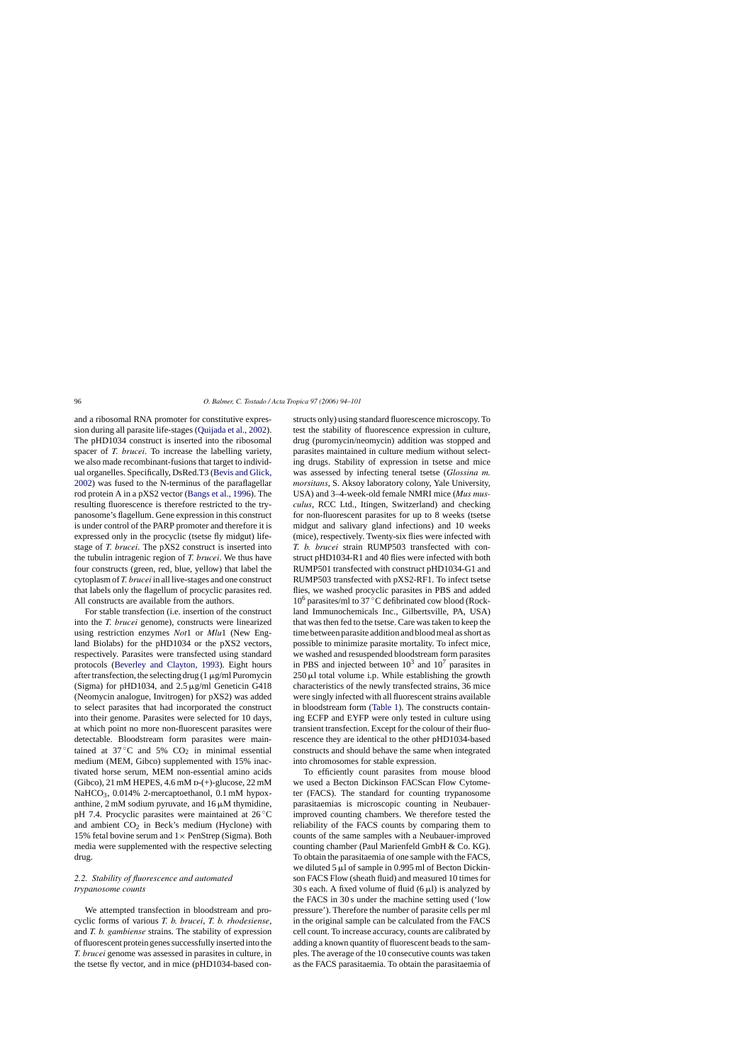and a ribosomal RNA promoter for constitutive expression during all parasite life-stages (Quijada et al., 2002). The pHD1034 construct is inserted into the ribosomal spacer of *T. brucei*. To increase the labelling variety, we also made recombinant-fusions that target to individual organelles. Specifically, DsRed.T3 (Bevis and Glick, 2002) was fused to the N-terminus of the paraflagellar rod protein A in a pXS2 vector (Bangs et al., 1996). The resulting fluorescence is therefore restricted to the trypanosome's flagellum. Gene expression in this construct is under control of the PARP promoter and therefore it is expressed only in the procyclic (tsetse fly midgut) life-stage of *T. brucei*. The pXS2 construct is inserted into the tubulin intragenic region of *T. brucei*. We thus have four constructs (green, red, blue, yellow) that label the cytoplasm of *T. brucei* in all live-stages and one construct that labels only the flagellum of procyclic parasites red. All constructs are available from the authors.

For stable transfection (i.e. insertion of the construct into the *T. brucei* genome), constructs were linearized using restriction enzymes *Not*1 or *Mlu*1 (New England Biolabs) for the pHD1034 or the pXS2 vectors, respectively. Parasites were transfected using standard protocols (Beverley and Clayton, 1993). Eight hours after transfection, the selecting drug (1 μg/ml Puromycin (Sigma) for pHD1034, and 2.5 μg/ml Geneticin G418 (Neomycin analogue, Invitrogen) for pXS2) was added to select parasites that had incorporated the construct into their genome. Parasites were selected for 10 days, at which point no more non-fluorescent parasites were detectable. Bloodstream form parasites were maintained at 37 °C and 5% $CO_2$ in minimal essential medium (MEM, Gibco) supplemented with 15% inactivated horse serum, MEM non-essential amino acids (Gibco), 21 mM HEPES, 4.6 mM D-(+)-glucose, 22 mM $NaHCO_3$, 0.014% 2-mercaptoethanol, 0.1 mM hypoxanthine, 2 mM sodium pyruvate, and 16 μM thymidine, pH 7.4. Procyclic parasites were maintained at 26 °C and ambient $CO_2$ in Beck's medium (Hyclone) with 15% fetal bovine serum and 1× PenStrep (Sigma). Both media were supplemented with the respective selecting drug.

### 2.2. Stability of fluorescence and automated trypanosome counts

We attempted transfection in bloodstream and procyclic forms of various *T. b. brucei*, *T. b. rhodesiense*, and *T. b. gambiense* strains. The stability of expression of fluorescent protein genes successfully inserted into the *T. brucei* genome was assessed in parasites in culture, in the tsetse fly vector, and in mice (pHD1034-based constructs only) using standard fluorescence microscopy. To test the stability of fluorescence expression in culture, drug (puromycin/neomycin) addition was stopped and parasites maintained in culture medium without selecting drugs. Stability of expression in tsetse and mice was assessed by infecting teneral tsetse (*Glossina m. morsitans*, S. Aksoy laboratory colony, Yale University, USA) and 3–4-week-old female NMRI mice (*Mus musculus*, RCC Ltd., Itingen, Switzerland) and checking for non-fluorescent parasites for up to 8 weeks (tsetse midgut and salivary gland infections) and 10 weeks (mice), respectively. Twenty-six flies were infected with *T. b. brucei* strain RUMP503 transfected with construct pHD1034-R1 and 40 flies were infected with both RUMP501 transfected with construct pHD1034-G1 and RUMP503 transfected with pXS2-RF1. To infect tsetse flies, we washed procyclic parasites in PBS and added $10^6$ parasites/ml to 37 °C defibrinated cow blood (Rockland Immunochemicals Inc., Gilbertsville, PA, USA) that was then fed to the tsetse. Care was taken to keep the time between parasite addition and blood meal as short as possible to minimize parasite mortality. To infect mice, we washed and resuspended bloodstream form parasites in PBS and injected between $10^3$ and $10^7$ parasites in 250 μl total volume i.p. While establishing the growth characteristics of the newly transfected strains, 36 mice were singly infected with all fluorescent strains available in bloodstream form (Table 1). The constructs containing ECFP and EYFP were only tested in culture using transient transfection. Except for the colour of their fluorescence they are identical to the other pHD1034-based constructs and should behave the same when integrated into chromosomes for stable expression.

To efficiently count parasites from mouse blood we used a Becton Dickinson FACScan Flow Cytometer (FACS). The standard for counting trypanosome parasitaemias is microscopic counting in Neubauer-improved counting chambers. We therefore tested the reliability of the FACS counts by comparing them to counts of the same samples with a Neubauer-improved counting chamber (Paul Marienfeld GmbH & Co. KG). To obtain the parasitaemia of one sample with the FACS, we diluted 5 μl of sample in 0.995 ml of Becton Dickinson FACS Flow (sheath fluid) and measured 10 times for 30 s each. A fixed volume of fluid (6 μl) is analyzed by the FACS in 30 s under the machine setting used ('low pressure'). Therefore the number of parasite cells per ml in the original sample can be calculated from the FACS cell count. To increase accuracy, counts are calibrated by adding a known quantity of fluorescent beads to the samples. The average of the 10 consecutive counts was taken as the FACS parasitaemia. To obtain the parasitaemia of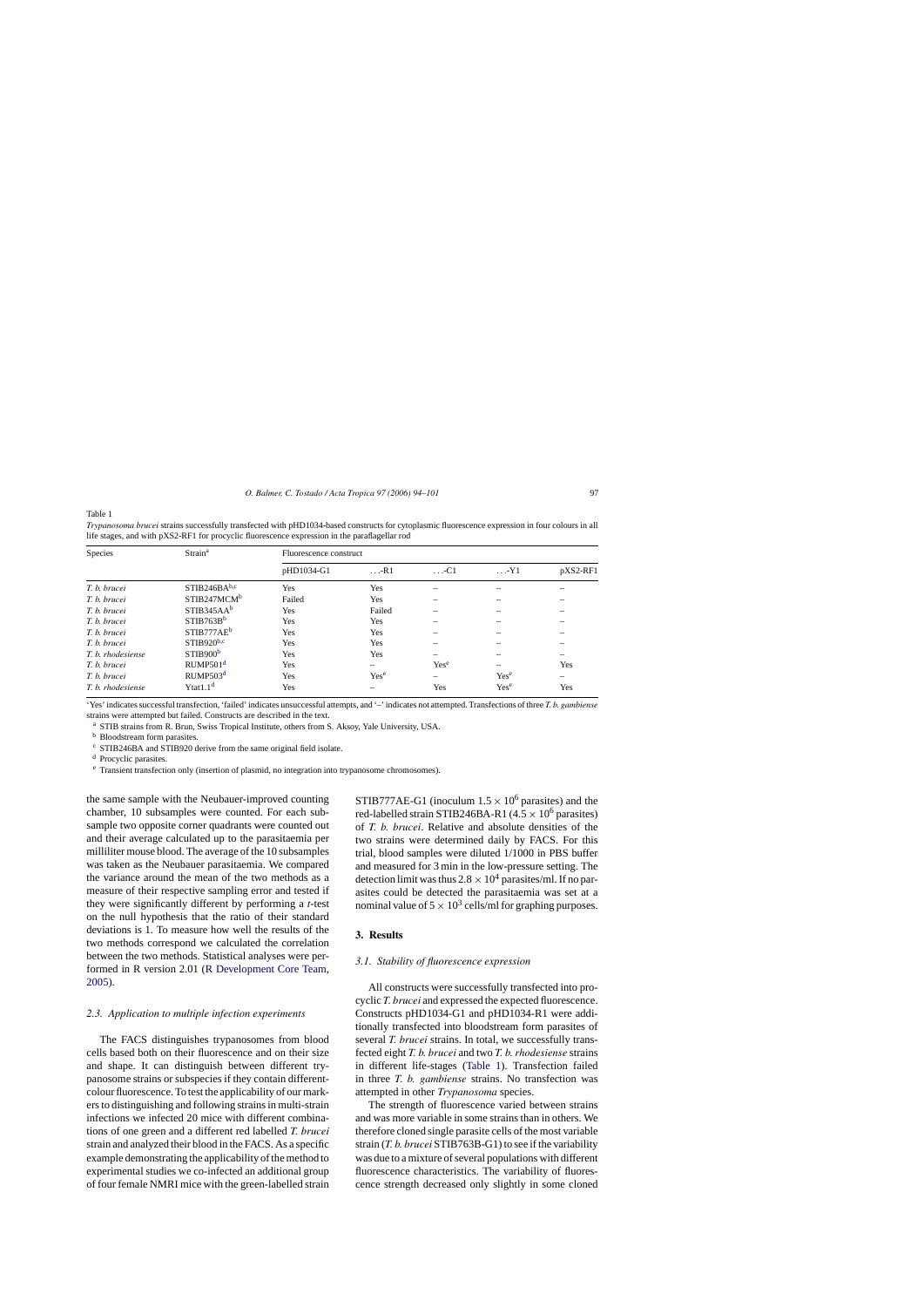Table 1

*Trypanosoma brucei* strains successfully transfected with pHD1034-based constructs for cytoplasmic fluorescence expression in four colours in all life stages, and with pXS2-RF1 for procyclic fluorescence expression in the paraflagellar rod

| Species | Strain[a] | Fluorescence construct | | | | |
|---|---|---|---|---|---|---|
| | | pHD1034-G1 | ...-R1 | ...-C1 | ...-Y1 | pXS2-RF1 |
| *T. b. brucei* | STIB246BA[b,c] | Yes | Yes | – | – | – |
| *T. b. brucei* | STIB247MCM[b] | Failed | Yes | – | – | – |
| *T. b. brucei* | STIB345AA[b] | Yes | Failed | – | – | – |
| *T. b. brucei* | STIB763B[b] | Yes | Yes | – | – | – |
| *T. b. brucei* | STIB777AE[b] | Yes | Yes | – | – | – |
| *T. b. brucei* | STIB920[b,c] | Yes | Yes | – | – | – |
| *T. b. rhodesiense* | STIB900[b] | Yes | Yes | – | – | – |
| *T. b. brucei* | RUMP501[d] | Yes | – | Yes[e] | – | Yes |
| *T. b. brucei* | RUMP503[d] | Yes | Yes[e] | – | Yes[e] | – |
| *T. b. rhodesiense* | Ytat1.1[d] | Yes | – | Yes | Yes[e] | Yes |

'Yes' indicates successful transfection, 'failed' indicates unsuccessful attempts, and '–' indicates not attempted. Transfections of three *T. b. gambiense* strains were attempted but failed. Constructs are described in the text.

[a] STIB strains from R. Brun, Swiss Tropical Institute, others from S. Aksoy, Yale University, USA.

[b] Bloodstream form parasites.

[c] STIB246BA and STIB920 derive from the same original field isolate.

[d] Procyclic parasites.

[e] Transient transfection only (insertion of plasmid, no integration into trypanosome chromosomes).

the same sample with the Neubauer-improved counting chamber, 10 subsamples were counted. For each subsample two opposite corner quadrants were counted out and their average calculated up to the parasitaemia per milliliter mouse blood. The average of the 10 subsamples was taken as the Neubauer parasitaemia. We compared the variance around the mean of the two methods as a measure of their respective sampling error and tested if they were significantly different by performing a *t*-test on the null hypothesis that the ratio of their standard deviations is 1. To measure how well the results of the two methods correspond we calculated the correlation between the two methods. Statistical analyses were performed in R version 2.01 (R Development Core Team, 2005).

### 2.3. Application to multiple infection experiments

The FACS distinguishes trypanosomes from blood cells based both on their fluorescence and on their size and shape. It can distinguish between different trypanosome strains or subspecies if they contain different-colour fluorescence. To test the applicability of our markers to distinguishing and following strains in multi-strain infections we infected 20 mice with different combinations of one green and a different red labelled *T. brucei* strain and analyzed their blood in the FACS. As a specific example demonstrating the applicability of the method to experimental studies we co-infected an additional group of four female NMRI mice with the green-labelled strain STIB777AE-G1 (inoculum $1.5 \times 10^6$ parasites) and the red-labelled strain STIB246BA-R1 ($4.5 \times 10^6$ parasites) of *T. b. brucei*. Relative and absolute densities of the two strains were determined daily by FACS. For this trial, blood samples were diluted 1/1000 in PBS buffer and measured for 3 min in the low-pressure setting. The detection limit was thus $2.8 \times 10^4$ parasites/ml. If no parasites could be detected the parasitaemia was set at a nominal value of $5 \times 10^3$ cells/ml for graphing purposes.

## 3. Results

### 3.1. Stability of fluorescence expression

All constructs were successfully transfected into procyclic *T. brucei* and expressed the expected fluorescence. Constructs pHD1034-G1 and pHD1034-R1 were additionally transfected into bloodstream form parasites of several *T. brucei* strains. In total, we successfully transfected eight *T. b. brucei* and two *T. b. rhodesiense* strains in different life-stages (Table 1). Transfection failed in three *T. b. gambiense* strains. No transfection was attempted in other *Trypanosoma* species.

The strength of fluorescence varied between strains and was more variable in some strains than in others. We therefore cloned single parasite cells of the most variable strain (*T. b. brucei* STIB763B-G1) to see if the variability was due to a mixture of several populations with different fluorescence characteristics. The variability of fluorescence strength decreased only slightly in some cloned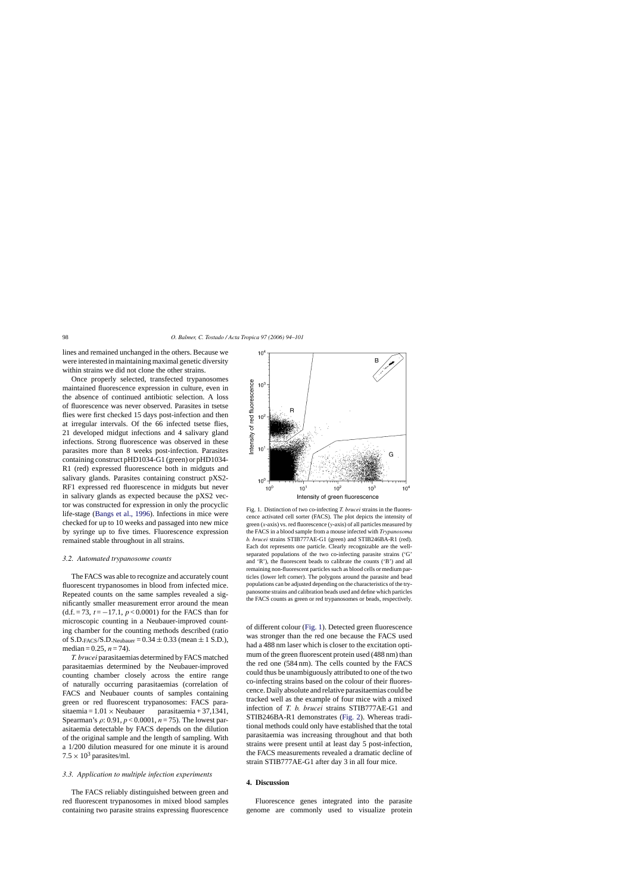lines and remained unchanged in the others. Because we were interested in maintaining maximal genetic diversity within strains we did not clone the other strains.

Once properly selected, transfected trypanosomes maintained fluorescence expression in culture, even in the absence of continued antibiotic selection. A loss of fluorescence was never observed. Parasites in tsetse flies were first checked 15 days post-infection and then at irregular intervals. Of the 66 infected tsetse flies, 21 developed midgut infections and 4 salivary gland infections. Strong fluorescence was observed in these parasites more than 8 weeks post-infection. Parasites containing construct pHD1034-G1 (green) or pHD1034-R1 (red) expressed fluorescence both in midguts and salivary glands. Parasites containing construct pXS2-RF1 expressed red fluorescence in midguts but never in salivary glands as expected because the pXS2 vector was constructed for expression in only the procyclic life-stage (Bangs et al., 1996). Infections in mice were checked for up to 10 weeks and passaged into new mice by syringe up to five times. Fluorescence expression remained stable throughout in all strains.

### 3.2. Automated trypanosome counts

The FACS was able to recognize and accurately count fluorescent trypanosomes in blood from infected mice. Repeated counts on the same samples revealed a significantly smaller measurement error around the mean (d.f. = 73, $t = -17.1$, $p < 0.0001$) for the FACS than for microscopic counting in a Neubauer-improved counting chamber for the counting methods described (ratio of $\mathrm{S.D.}_{\mathrm{FACS}}/\mathrm{S.D.}_{\mathrm{Neubauer}} = 0.34 \pm 0.33$ (mean ± 1 S.D.), median = 0.25, $n = 74$).

*T. brucei* parasitaemias determined by FACS matched parasitaemias determined by the Neubauer-improved counting chamber closely across the entire range of naturally occurring parasitaemias (correlation of FACS and Neubauer counts of samples containing green or red fluorescent trypanosomes: FACS parasitaemia = 1.01 × Neubauer parasitaemia + 37,1341, Spearman's $\rho$: 0.91, $p < 0.0001$, $n = 75$). The lowest parasitaemia detectable by FACS depends on the dilution of the original sample and the length of sampling. With a 1/200 dilution measured for one minute it is around $7.5 \times 10^3$ parasites/ml.

### 3.3. Application to multiple infection experiments

The FACS reliably distinguished between green and red fluorescent trypanosomes in mixed blood samples containing two parasite strains expressing fluorescence of different colour (Fig. 1). Detected green fluorescence was stronger than the red one because the FACS used had a 488 nm laser which is closer to the excitation optimum of the green fluorescent protein used (488 nm) than the red one (584 nm). The cells counted by the FACS could thus be unambiguously attributed to one of the two co-infecting strains based on the colour of their fluorescence. Daily absolute and relative parasitaemias could be tracked well as the example of four mice with a mixed infection of *T. b. brucei* strains STIB777AE-G1 and STIB246BA-R1 demonstrates (Fig. 2). Whereas traditional methods could only have established that the total parasitaemia was increasing throughout and that both strains were present until at least day 5 post-infection, the FACS measurements revealed a dramatic decline of strain STIB777AE-G1 after day 3 in all four mice.

Fig. 1. Distinction of two co-infecting *T. brucei* strains in the fluorescence activated cell sorter (FACS). The plot depicts the intensity of green (*x*-axis) vs. red fluorescence (*y*-axis) of all particles measured by the FACS in a blood sample from a mouse infected with *Trypanosoma b. brucei* strains STIB777AE-G1 (green) and STIB246BA-R1 (red). Each dot represents one particle. Clearly recognizable are the well-separated populations of the two co-infecting parasite strains ('G' and 'R'), the fluorescent beads to calibrate the counts ('B') and all remaining non-fluorescent particles such as blood cells or medium particles (lower left corner). The polygons around the parasite and bead populations can be adjusted depending on the characteristics of the trypanosome strains and calibration beads used and define which particles the FACS counts as green or red trypanosomes or beads, respectively.

## 4. Discussion

Fluorescence genes integrated into the parasite genome are commonly used to visualize protein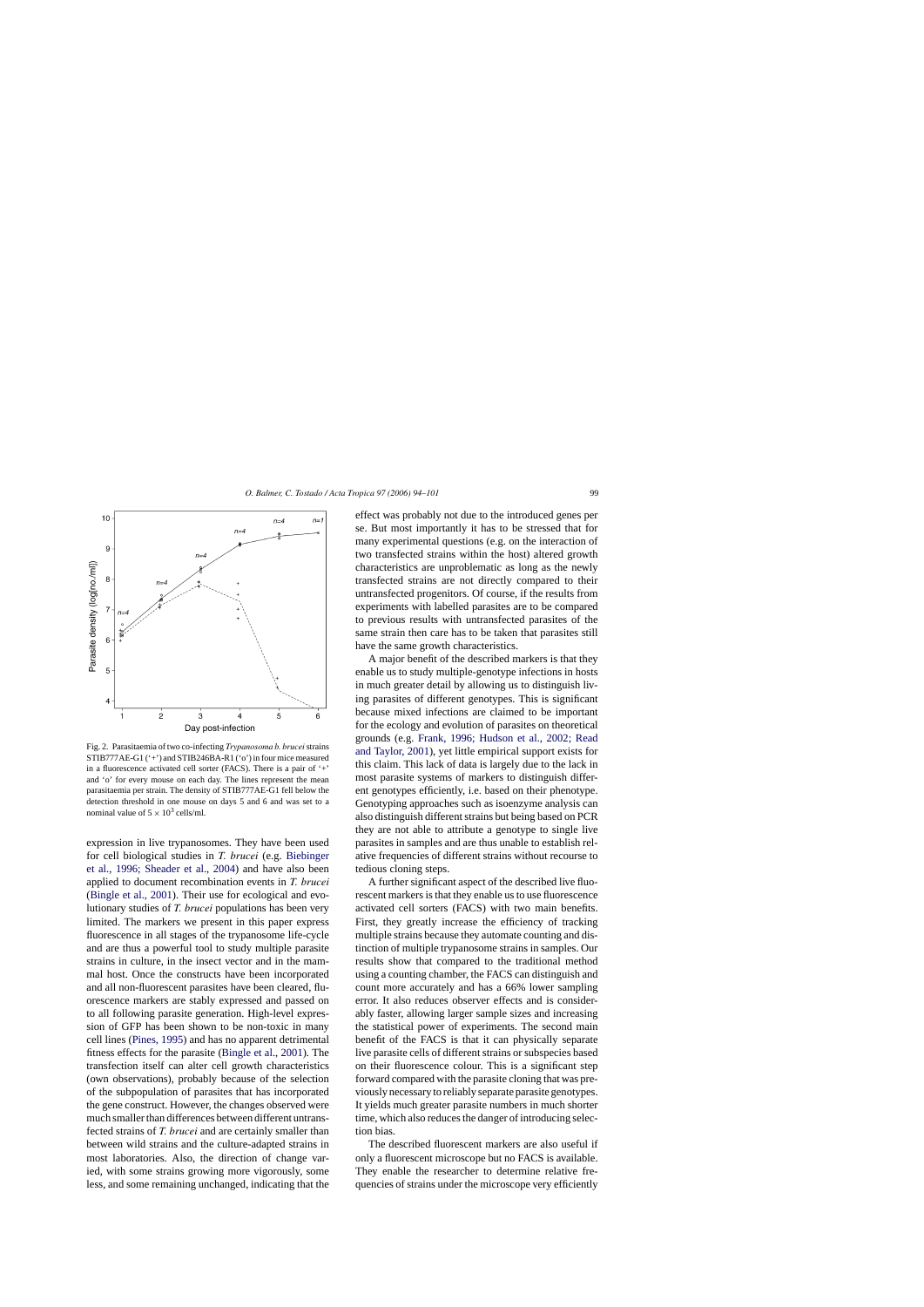Fig. 2. Parasitaemia of two co-infecting *Trypanosoma b. brucei* strains STIB777AE-G1 ('+') and STIB246BA-R1 ('o') in four mice measured in a fluorescence activated cell sorter (FACS). There is a pair of '+' and 'o' for every mouse on each day. The lines represent the mean parasitaemia per strain. The density of STIB777AE-G1 fell below the detection threshold in one mouse on days 5 and 6 and was set to a nominal value of $5 \times 10^3$ cells/ml.

expression in live trypanosomes. They have been used for cell biological studies in *T. brucei* (e.g. Biebinger et al., 1996; Sheader et al., 2004) and have also been applied to document recombination events in *T. brucei* (Bingle et al., 2001). Their use for ecological and evolutionary studies of *T. brucei* populations has been very limited. The markers we present in this paper express fluorescence in all stages of the trypanosome life-cycle and are thus a powerful tool to study multiple parasite strains in culture, in the insect vector and in the mammal host. Once the constructs have been incorporated and all non-fluorescent parasites have been cleared, fluorescence markers are stably expressed and passed on to all following parasite generation. High-level expression of GFP has been shown to be non-toxic in many cell lines (Pines, 1995) and has no apparent detrimental fitness effects for the parasite (Bingle et al., 2001). The transfection itself can alter cell growth characteristics (own observations), probably because of the selection of the subpopulation of parasites that has incorporated the gene construct. However, the changes observed were much smaller than differences between different untransfected strains of *T. brucei* and are certainly smaller than between wild strains and the culture-adapted strains in most laboratories. Also, the direction of change varied, with some strains growing more vigorously, some less, and some remaining unchanged, indicating that the effect was probably not due to the introduced genes per se. But most importantly it has to be stressed that for many experimental questions (e.g. on the interaction of two transfected strains within the host) altered growth characteristics are unproblematic as long as the newly transfected strains are not directly compared to their untransfected progenitors. Of course, if the results from experiments with labelled parasites are to be compared to previous results with untransfected parasites of the same strain then care has to be taken that parasites still have the same growth characteristics.

A major benefit of the described markers is that they enable us to study multiple-genotype infections in hosts in much greater detail by allowing us to distinguish living parasites of different genotypes. This is significant because mixed infections are claimed to be important for the ecology and evolution of parasites on theoretical grounds (e.g. Frank, 1996; Hudson et al., 2002; Read and Taylor, 2001), yet little empirical support exists for this claim. This lack of data is largely due to the lack in most parasite systems of markers to distinguish different genotypes efficiently, i.e. based on their phenotype. Genotyping approaches such as isoenzyme analysis can also distinguish different strains but being based on PCR they are not able to attribute a genotype to single live parasites in samples and are thus unable to establish relative frequencies of different strains without recourse to tedious cloning steps.

A further significant aspect of the described live fluorescent markers is that they enable us to use fluorescence activated cell sorters (FACS) with two main benefits. First, they greatly increase the efficiency of tracking multiple strains because they automate counting and distinction of multiple trypanosome strains in samples. Our results show that compared to the traditional method using a counting chamber, the FACS can distinguish and count more accurately and has a 66% lower sampling error. It also reduces observer effects and is considerably faster, allowing larger sample sizes and increasing the statistical power of experiments. The second main benefit of the FACS is that it can physically separate live parasite cells of different strains or subspecies based on their fluorescence colour. This is a significant step forward compared with the parasite cloning that was previously necessary to reliably separate parasite genotypes. It yields much greater parasite numbers in much shorter time, which also reduces the danger of introducing selection bias.

The described fluorescent markers are also useful if only a fluorescent microscope but no FACS is available. They enable the researcher to determine relative frequencies of strains under the microscope very efficiently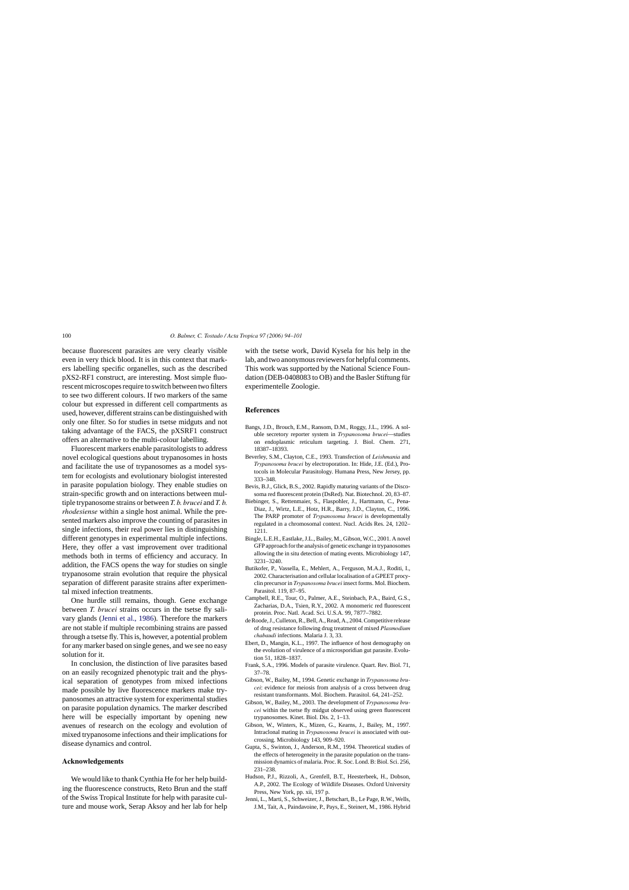because fluorescent parasites are very clearly visible even in very thick blood. It is in this context that markers labelling specific organelles, such as the described pXS2-RF1 construct, are interesting. Most simple fluorescent microscopes require to switch between two filters to see two different colours. If two markers of the same colour but expressed in different cell compartments as used, however, different strains can be distinguished with only one filter. So for studies in tsetse midguts and not taking advantage of the FACS, the pXSRF1 construct offers an alternative to the multi-colour labelling.

Fluorescent markers enable parasitologists to address novel ecological questions about trypanosomes in hosts and facilitate the use of trypanosomes as a model system for ecologists and evolutionary biologist interested in parasite population biology. They enable studies on strain-specific growth and on interactions between multiple trypanosome strains or between *T. b. brucei* and *T. b. rhodesiense* within a single host animal. While the presented markers also improve the counting of parasites in single infections, their real power lies in distinguishing different genotypes in experimental multiple infections. Here, they offer a vast improvement over traditional methods both in terms of efficiency and accuracy. In addition, the FACS opens the way for studies on single trypanosome strain evolution that require the physical separation of different parasite strains after experimental mixed infection treatments.

One hurdle still remains, though. Gene exchange between *T. brucei* strains occurs in the tsetse fly salivary glands (Jenni et al., 1986). Therefore the markers are not stable if multiple recombining strains are passed through a tsetse fly. This is, however, a potential problem for any marker based on single genes, and we see no easy solution for it.

In conclusion, the distinction of live parasites based on an easily recognized phenotypic trait and the physical separation of genotypes from mixed infections made possible by live fluorescence markers make trypanosomes an attractive system for experimental studies on parasite population dynamics. The marker described here will be especially important by opening new avenues of research on the ecology and evolution of mixed trypanosome infections and their implications for disease dynamics and control.

## Acknowledgements

We would like to thank Cynthia He for her help building the fluorescence constructs, Reto Brun and the staff of the Swiss Tropical Institute for help with parasite culture and mouse work, Serap Aksoy and her lab for help with the tsetse work, David Kysela for his help in the lab, and two anonymous reviewers for helpful comments. This work was supported by the National Science Foundation (DEB-0408083 to OB) and the Basler Stiftung für experimentelle Zoologie.

## References

Bangs, J.D., Brouch, E.M., Ransom, D.M., Roggy, J.L., 1996. A soluble secretory reporter system in *Trypanosoma brucei*—studies on endoplasmic reticulum targeting. J. Biol. Chem. 271, 18387–18393.

Beverley, S.M., Clayton, C.E., 1993. Transfection of *Leishmania* and *Trypanosoma brucei* by electroporation. In: Hide, J.E. (Ed.), Protocols in Molecular Parasitology. Humana Press, New Jersey, pp. 333–348.

Bevis, B.J., Glick, B.S., 2002. Rapidly maturing variants of the Discosoma red fluorescent protein (DsRed). Nat. Biotechnol. 20, 83–87.

Biebinger, S., Rettenmaier, S., Flaspohler, J., Hartmann, C., Pena-Diaz, J., Wirtz, L.E., Hotz, H.R., Barry, J.D., Clayton, C., 1996. The PARP promoter of *Trypanosoma brucei* is developmentally regulated in a chromosomal context. Nucl. Acids Res. 24, 1202–1211.

Bingle, L.E.H., Eastlake, J.L., Bailey, M., Gibson, W.C., 2001. A novel GFP approach for the analysis of genetic exchange in trypanosomes allowing the in situ detection of mating events. Microbiology 147, 3231–3240.

Butikofer, P., Vassella, E., Mehlert, A., Ferguson, M.A.J., Roditi, I., 2002. Characterisation and cellular localisation of a GPEET procyclin precursor in *Trypanosoma brucei* insect forms. Mol. Biochem. Parasitol. 119, 87–95.

Campbell, R.E., Tour, O., Palmer, A.E., Steinbach, P.A., Baird, G.S., Zacharias, D.A., Tsien, R.Y., 2002. A monomeric red fluorescent protein. Proc. Natl. Acad. Sci. U.S.A. 99, 7877–7882.

de Roode, J., Culleton, R., Bell, A., Read, A., 2004. Competitive release of drug resistance following drug treatment of mixed *Plasmodium chabaudi* infections. Malaria J. 3, 33.

Ebert, D., Mangin, K.L., 1997. The influence of host demography on the evolution of virulence of a microsporidian gut parasite. Evolution 51, 1828–1837.

Frank, S.A., 1996. Models of parasite virulence. Quart. Rev. Biol. 71, 37–78.

Gibson, W., Bailey, M., 1994. Genetic exchange in *Trypanosoma brucei*: evidence for meiosis from analysis of a cross between drug resistant transformants. Mol. Biochem. Parasitol. 64, 241–252.

Gibson, W., Bailey, M., 2003. The development of *Trypanosoma brucei* within the tsetse fly midgut observed using green fluorescent trypanosomes. Kinet. Biol. Dis. 2, 1–13.

Gibson, W., Winters, K., Mizen, G., Kearns, J., Bailey, M., 1997. Intraclonal mating in *Trypanosoma brucei* is associated with outcrossing. Microbiology 143, 909–920.

Gupta, S., Swinton, J., Anderson, R.M., 1994. Theoretical studies of the effects of heterogeneity in the parasite population on the transmission dynamics of malaria. Proc. R. Soc. Lond. B: Biol. Sci. 256, 231–238.

Hudson, P.J., Rizzoli, A., Grenfell, B.T., Heesterbeek, H., Dobson, A.P., 2002. The Ecology of Wildlife Diseases. Oxford University Press, New York, pp. xii, 197 p.

Jenni, L., Marti, S., Schweizer, J., Betschart, B., Le Page, R.W., Wells, J.M., Tait, A., Paindavoine, P., Pays, E., Steinert, M., 1986. Hybrid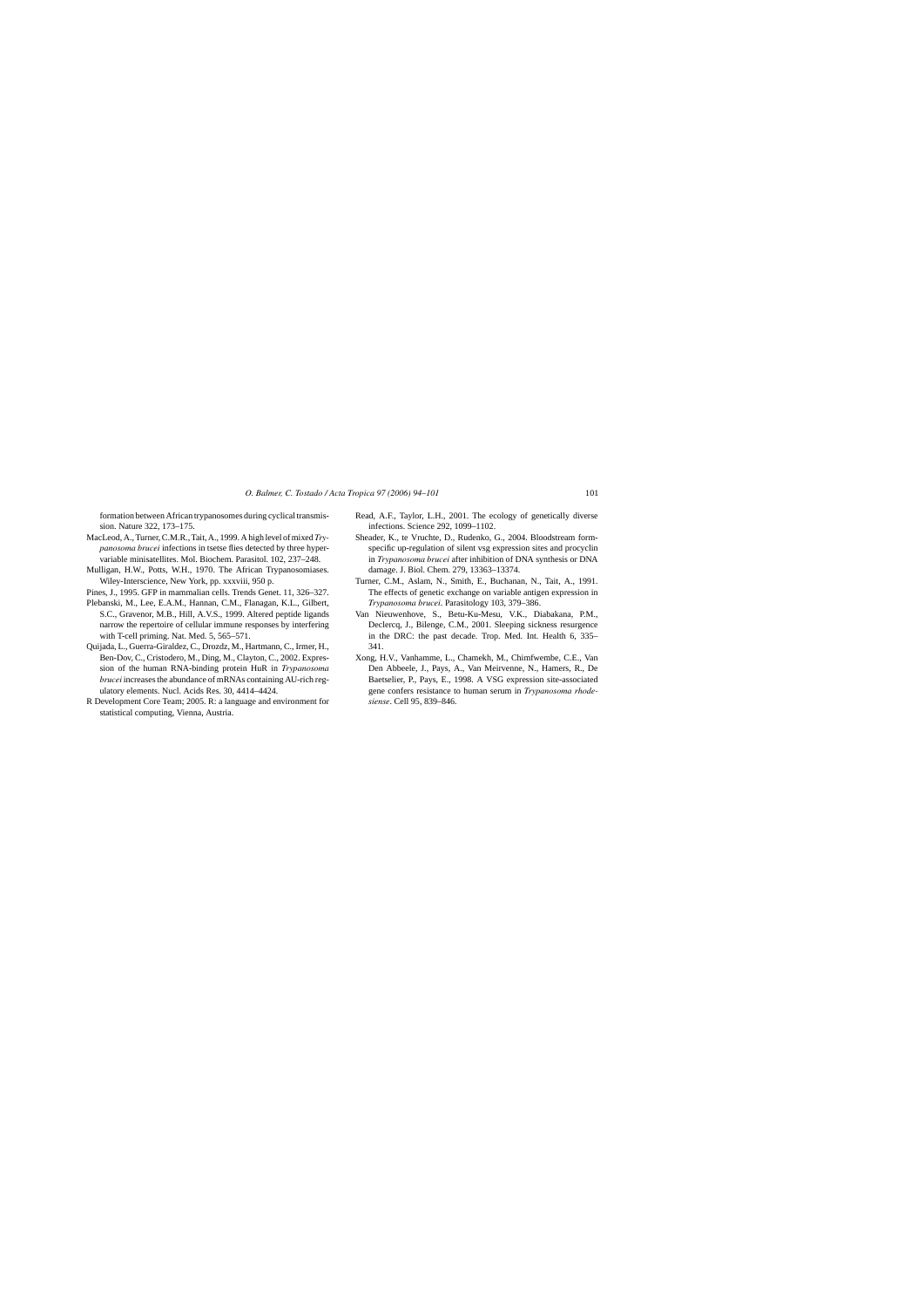formation between African trypanosomes during cyclical transmission. Nature 322, 173–175.

MacLeod, A., Turner, C.M.R., Tait, A., 1999. A high level of mixed *Trypanosoma brucei* infections in tsetse flies detected by three hypervariable minisatellites. Mol. Biochem. Parasitol. 102, 237–248.

Mulligan, H.W., Potts, W.H., 1970. The African Trypanosomiases. Wiley-Interscience, New York, pp. xxxviii, 950 p.

Pines, J., 1995. GFP in mammalian cells. Trends Genet. 11, 326–327.

Plebanski, M., Lee, E.A.M., Hannan, C.M., Flanagan, K.L., Gilbert, S.C., Gravenor, M.B., Hill, A.V.S., 1999. Altered peptide ligands narrow the repertoire of cellular immune responses by interfering with T-cell priming. Nat. Med. 5, 565–571.

Quijada, L., Guerra-Giraldez, C., Drozdz, M., Hartmann, C., Irmer, H., Ben-Dov, C., Cristodero, M., Ding, M., Clayton, C., 2002. Expression of the human RNA-binding protein HuR in *Trypanosoma brucei* increases the abundance of mRNAs containing AU-rich regulatory elements. Nucl. Acids Res. 30, 4414–4424.

R Development Core Team; 2005. R: a language and environment for statistical computing, Vienna, Austria.

Read, A.F., Taylor, L.H., 2001. The ecology of genetically diverse infections. Science 292, 1099–1102.

Sheader, K., te Vruchte, D., Rudenko, G., 2004. Bloodstream form-specific up-regulation of silent vsg expression sites and procyclin in *Trypanosoma brucei* after inhibition of DNA synthesis or DNA damage. J. Biol. Chem. 279, 13363–13374.

Turner, C.M., Aslam, N., Smith, E., Buchanan, N., Tait, A., 1991. The effects of genetic exchange on variable antigen expression in *Trypanosoma brucei*. Parasitology 103, 379–386.

Van Nieuwenhove, S., Betu-Ku-Mesu, V.K., Diabakana, P.M., Declercq, J., Bilenge, C.M., 2001. Sleeping sickness resurgence in the DRC: the past decade. Trop. Med. Int. Health 6, 335–341.

Xong, H.V., Vanhamme, L., Chamekh, M., Chimfwembe, C.E., Van Den Abbeele, J., Pays, A., Van Meirvenne, N., Hamers, R., De Baetselier, P., Pays, E., 1998. A VSG expression site-associated gene confers resistance to human serum in *Trypanosoma rhodesiense*. Cell 95, 839–846.